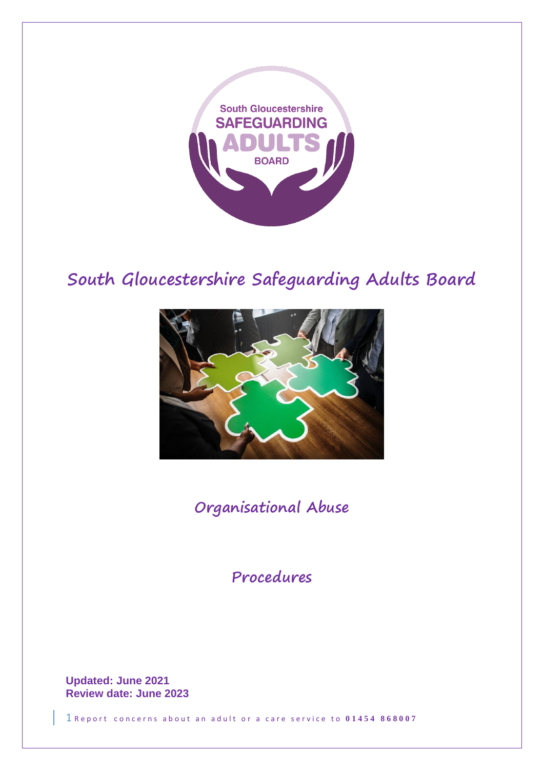# South Gloucestershire Safeguarding Adults Board

## Organisational Abuse

## Procedures

**Updated: June 2021**
**Review date: June 2023**

Report concerns about an adult or a care service to **01454 868007**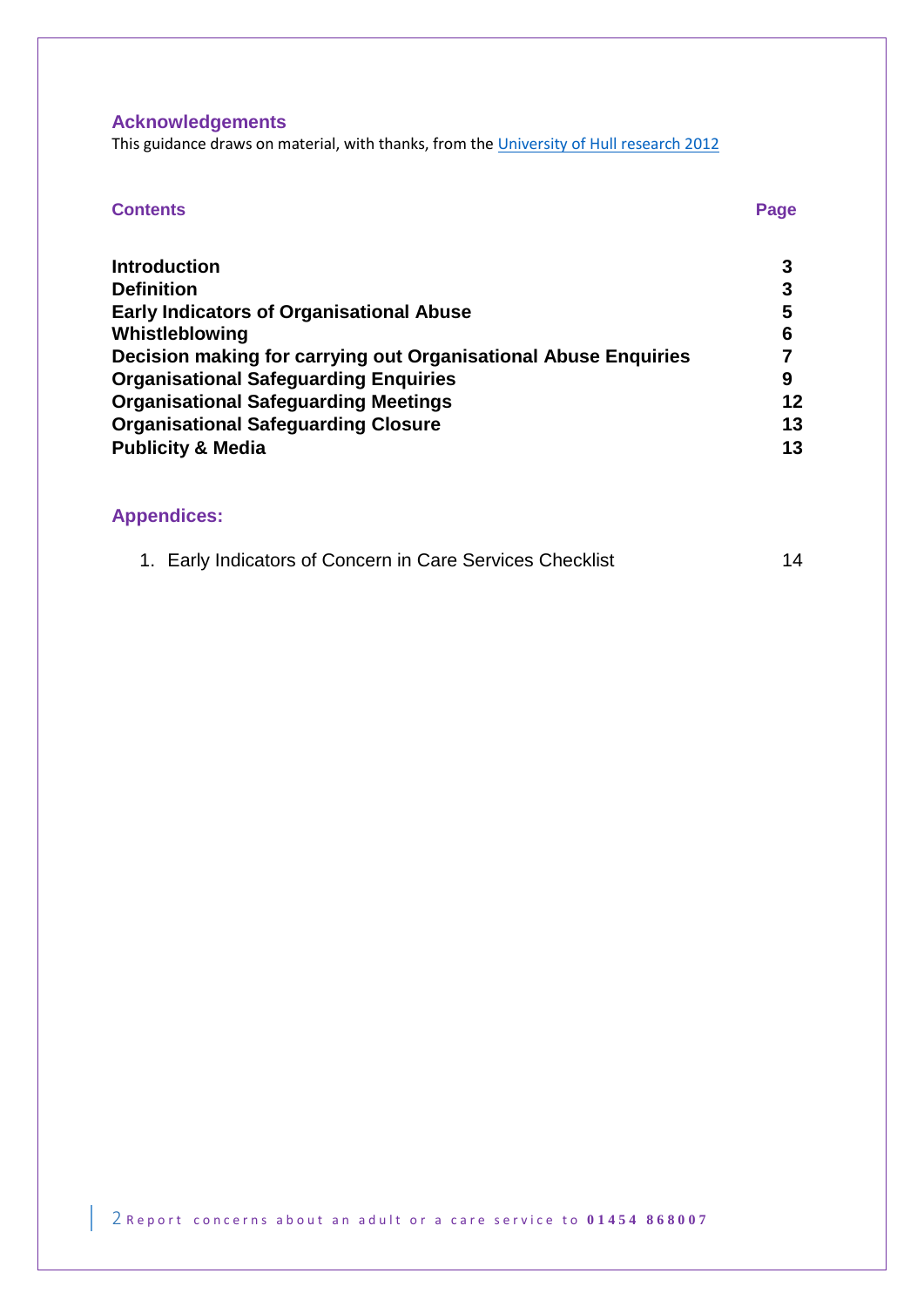## Acknowledgements

This guidance draws on material, with thanks, from the [University of Hull research 2012](University of Hull research 2012)

| Contents | Page |
|---|---|
| **Introduction** | **3** |
| **Definition** | **3** |
| **Early Indicators of Organisational Abuse** | **5** |
| **Whistleblowing** | **6** |
| **Decision making for carrying out Organisational Abuse Enquiries** | **7** |
| **Organisational Safeguarding Enquiries** | **9** |
| **Organisational Safeguarding Meetings** | **12** |
| **Organisational Safeguarding Closure** | **13** |
| **Publicity & Media** | **13** |

## Appendices:

1. Early Indicators of Concern in Care Services Checklist 14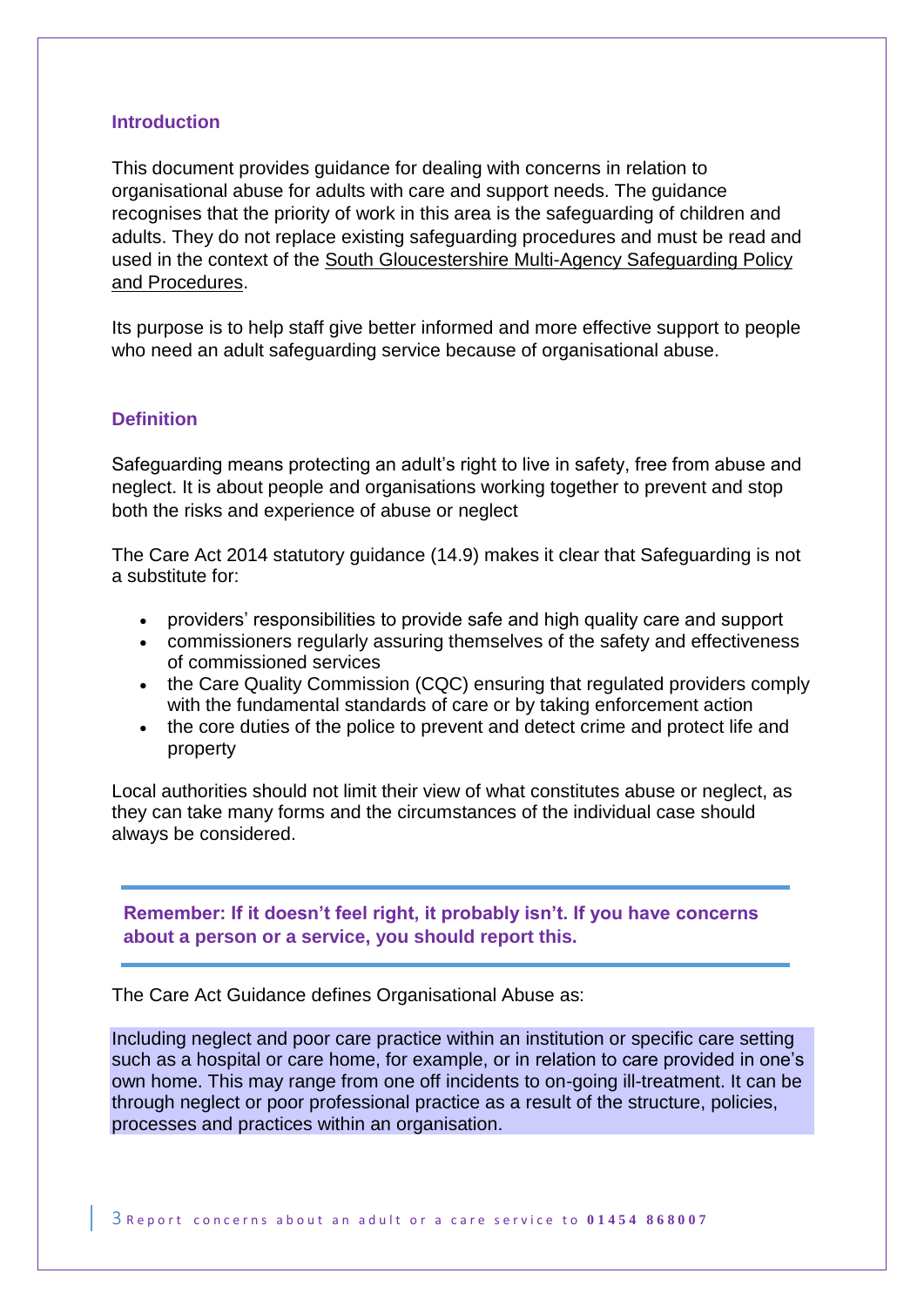## Introduction

This document provides guidance for dealing with concerns in relation to organisational abuse for adults with care and support needs. The guidance recognises that the priority of work in this area is the safeguarding of children and adults. They do not replace existing safeguarding procedures and must be read and used in the context of the South Gloucestershire Multi-Agency Safeguarding Policy and Procedures.

Its purpose is to help staff give better informed and more effective support to people who need an adult safeguarding service because of organisational abuse.

## Definition

Safeguarding means protecting an adult's right to live in safety, free from abuse and neglect. It is about people and organisations working together to prevent and stop both the risks and experience of abuse or neglect

The Care Act 2014 statutory guidance (14.9) makes it clear that Safeguarding is not a substitute for:

- providers' responsibilities to provide safe and high quality care and support
- commissioners regularly assuring themselves of the safety and effectiveness of commissioned services
- the Care Quality Commission (CQC) ensuring that regulated providers comply with the fundamental standards of care or by taking enforcement action
- the core duties of the police to prevent and detect crime and protect life and property

Local authorities should not limit their view of what constitutes abuse or neglect, as they can take many forms and the circumstances of the individual case should always be considered.

**Remember: If it doesn't feel right, it probably isn't. If you have concerns about a person or a service, you should report this.**

The Care Act Guidance defines Organisational Abuse as:

> Including neglect and poor care practice within an institution or specific care setting such as a hospital or care home, for example, or in relation to care provided in one's own home. This may range from one off incidents to on-going ill-treatment. It can be through neglect or poor professional practice as a result of the structure, policies, processes and practices within an organisation.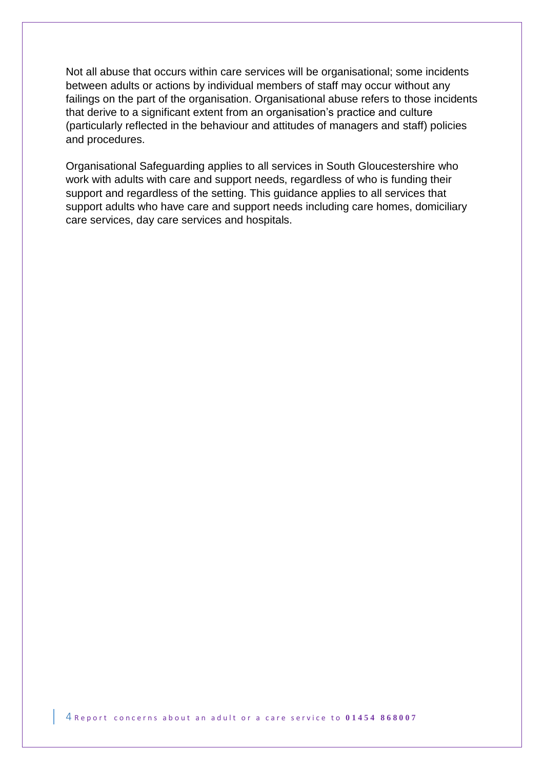Not all abuse that occurs within care services will be organisational; some incidents between adults or actions by individual members of staff may occur without any failings on the part of the organisation. Organisational abuse refers to those incidents that derive to a significant extent from an organisation's practice and culture (particularly reflected in the behaviour and attitudes of managers and staff) policies and procedures.

Organisational Safeguarding applies to all services in South Gloucestershire who work with adults with care and support needs, regardless of who is funding their support and regardless of the setting. This guidance applies to all services that support adults who have care and support needs including care homes, domiciliary care services, day care services and hospitals.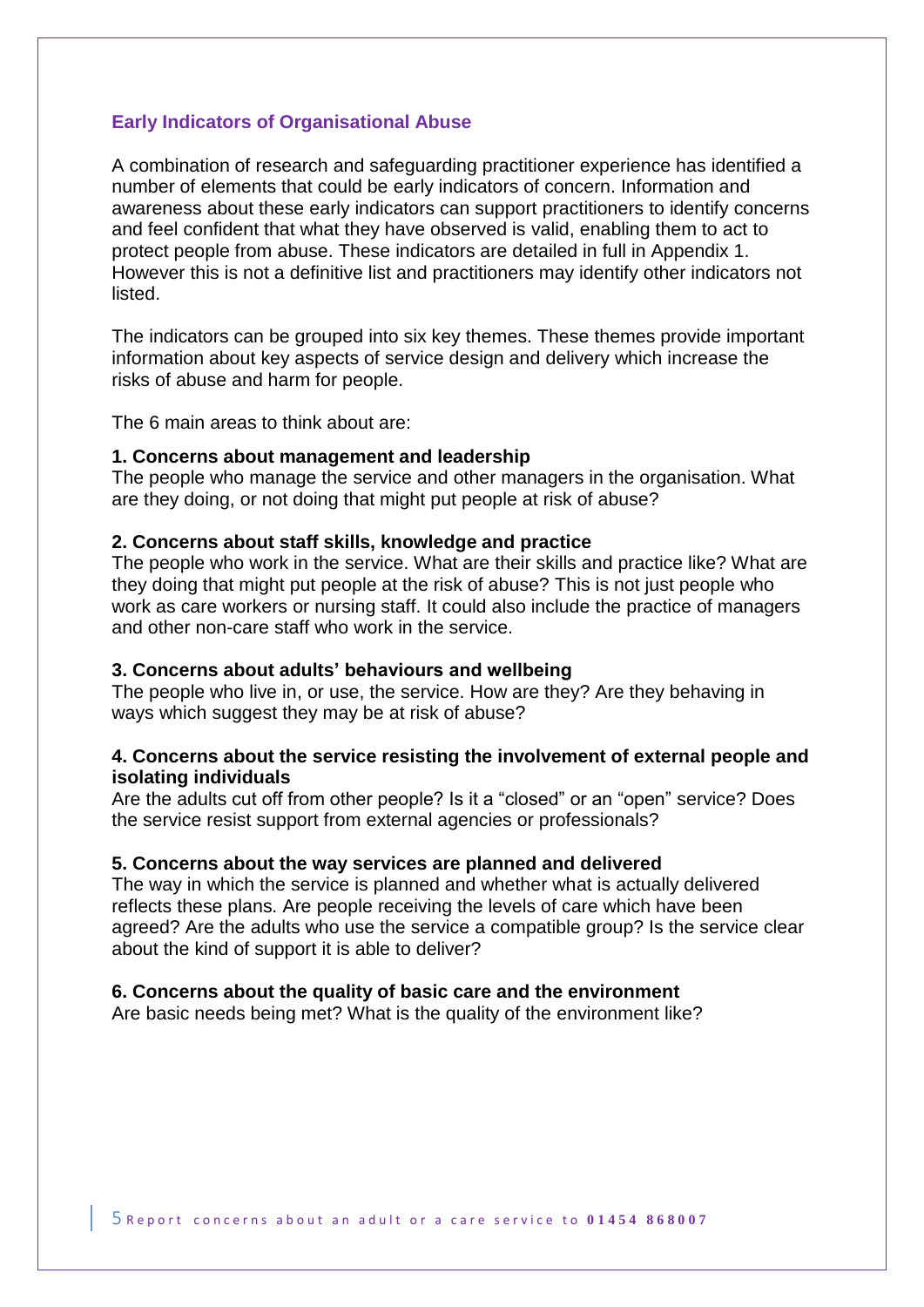## Early Indicators of Organisational Abuse

A combination of research and safeguarding practitioner experience has identified a number of elements that could be early indicators of concern. Information and awareness about these early indicators can support practitioners to identify concerns and feel confident that what they have observed is valid, enabling them to act to protect people from abuse. These indicators are detailed in full in Appendix 1. However this is not a definitive list and practitioners may identify other indicators not listed.

The indicators can be grouped into six key themes. These themes provide important information about key aspects of service design and delivery which increase the risks of abuse and harm for people.

The 6 main areas to think about are:

**1. Concerns about management and leadership**
The people who manage the service and other managers in the organisation. What are they doing, or not doing that might put people at risk of abuse?

**2. Concerns about staff skills, knowledge and practice**
The people who work in the service. What are their skills and practice like? What are they doing that might put people at the risk of abuse? This is not just people who work as care workers or nursing staff. It could also include the practice of managers and other non-care staff who work in the service.

**3. Concerns about adults' behaviours and wellbeing**
The people who live in, or use, the service. How are they? Are they behaving in ways which suggest they may be at risk of abuse?

**4. Concerns about the service resisting the involvement of external people and isolating individuals**
Are the adults cut off from other people? Is it a "closed" or an "open" service? Does the service resist support from external agencies or professionals?

**5. Concerns about the way services are planned and delivered**
The way in which the service is planned and whether what is actually delivered reflects these plans. Are people receiving the levels of care which have been agreed? Are the adults who use the service a compatible group? Is the service clear about the kind of support it is able to deliver?

**6. Concerns about the quality of basic care and the environment**
Are basic needs being met? What is the quality of the environment like?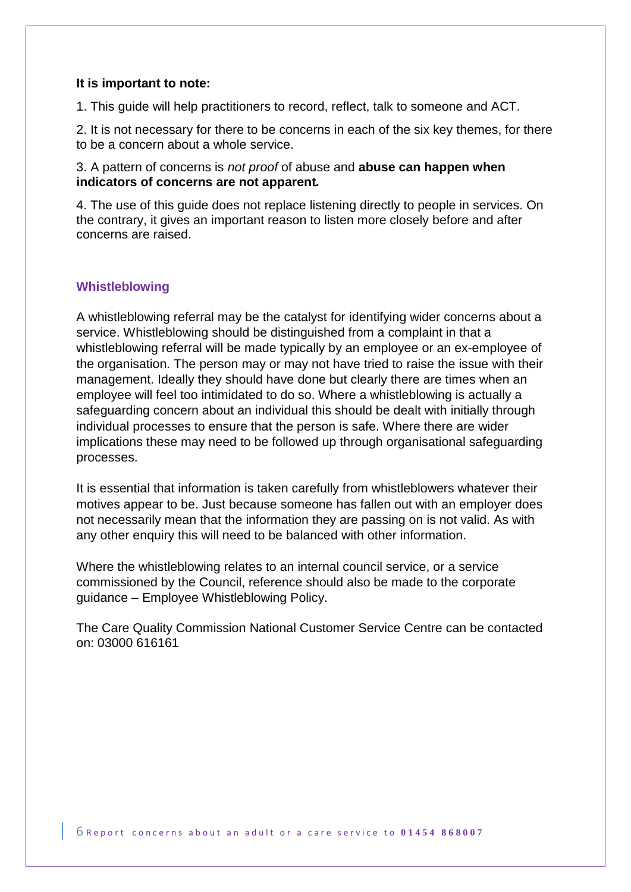**It is important to note:**

1. This guide will help practitioners to record, reflect, talk to someone and ACT.

2. It is not necessary for there to be concerns in each of the six key themes, for there to be a concern about a whole service.

3. A pattern of concerns is *not proof* of abuse and **abuse can happen when indicators of concerns are not apparent.**

4. The use of this guide does not replace listening directly to people in services. On the contrary, it gives an important reason to listen more closely before and after concerns are raised.

## Whistleblowing

A whistleblowing referral may be the catalyst for identifying wider concerns about a service. Whistleblowing should be distinguished from a complaint in that a whistleblowing referral will be made typically by an employee or an ex-employee of the organisation. The person may or may not have tried to raise the issue with their management. Ideally they should have done but clearly there are times when an employee will feel too intimidated to do so. Where a whistleblowing is actually a safeguarding concern about an individual this should be dealt with initially through individual processes to ensure that the person is safe. Where there are wider implications these may need to be followed up through organisational safeguarding processes.

It is essential that information is taken carefully from whistleblowers whatever their motives appear to be. Just because someone has fallen out with an employer does not necessarily mean that the information they are passing on is not valid. As with any other enquiry this will need to be balanced with other information.

Where the whistleblowing relates to an internal council service, or a service commissioned by the Council, reference should also be made to the corporate guidance – Employee Whistleblowing Policy.

The Care Quality Commission National Customer Service Centre can be contacted on: 03000 616161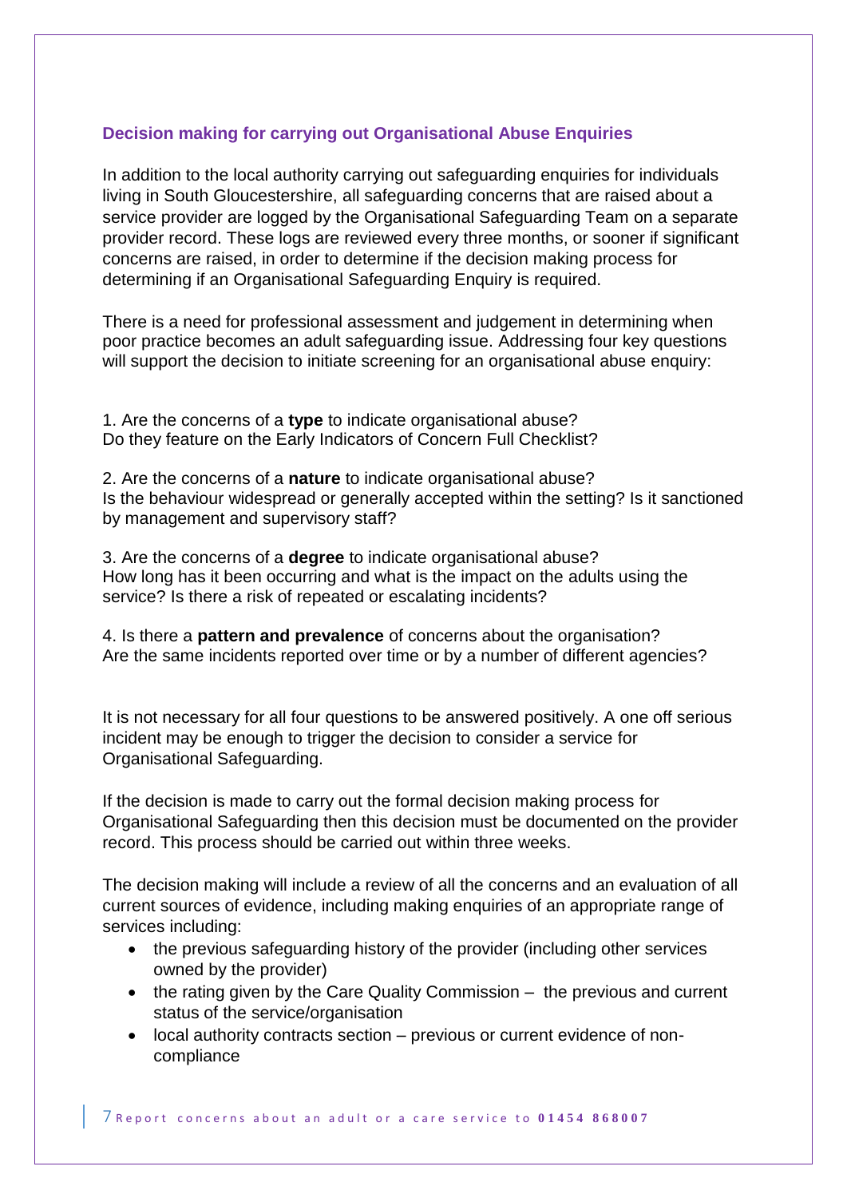### Decision making for carrying out Organisational Abuse Enquiries

In addition to the local authority carrying out safeguarding enquiries for individuals living in South Gloucestershire, all safeguarding concerns that are raised about a service provider are logged by the Organisational Safeguarding Team on a separate provider record. These logs are reviewed every three months, or sooner if significant concerns are raised, in order to determine if the decision making process for determining if an Organisational Safeguarding Enquiry is required.

There is a need for professional assessment and judgement in determining when poor practice becomes an adult safeguarding issue. Addressing four key questions will support the decision to initiate screening for an organisational abuse enquiry:

1. Are the concerns of a **type** to indicate organisational abuse?
Do they feature on the Early Indicators of Concern Full Checklist?

2. Are the concerns of a **nature** to indicate organisational abuse?
Is the behaviour widespread or generally accepted within the setting? Is it sanctioned by management and supervisory staff?

3. Are the concerns of a **degree** to indicate organisational abuse?
How long has it been occurring and what is the impact on the adults using the service? Is there a risk of repeated or escalating incidents?

4. Is there a **pattern and prevalence** of concerns about the organisation?
Are the same incidents reported over time or by a number of different agencies?

It is not necessary for all four questions to be answered positively. A one off serious incident may be enough to trigger the decision to consider a service for Organisational Safeguarding.

If the decision is made to carry out the formal decision making process for Organisational Safeguarding then this decision must be documented on the provider record. This process should be carried out within three weeks.

The decision making will include a review of all the concerns and an evaluation of all current sources of evidence, including making enquiries of an appropriate range of services including:

- the previous safeguarding history of the provider (including other services owned by the provider)
- the rating given by the Care Quality Commission – the previous and current status of the service/organisation
- local authority contracts section – previous or current evidence of non-compliance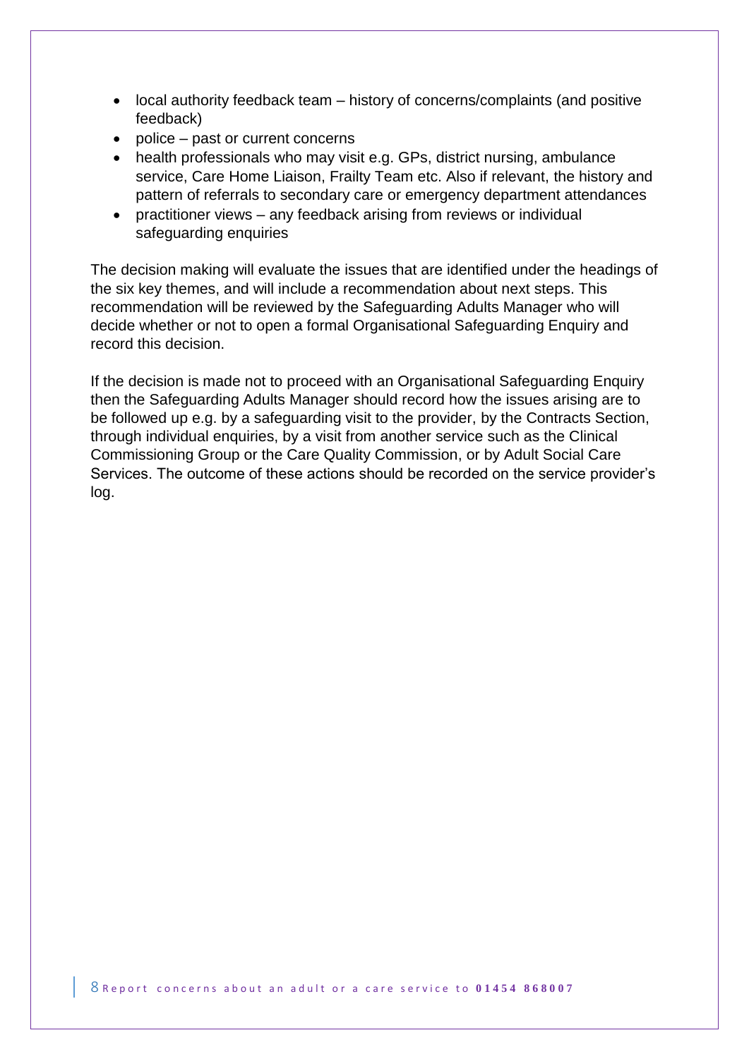- local authority feedback team – history of concerns/complaints (and positive feedback)
- police – past or current concerns
- health professionals who may visit e.g. GPs, district nursing, ambulance service, Care Home Liaison, Frailty Team etc. Also if relevant, the history and pattern of referrals to secondary care or emergency department attendances
- practitioner views – any feedback arising from reviews or individual safeguarding enquiries

The decision making will evaluate the issues that are identified under the headings of the six key themes, and will include a recommendation about next steps. This recommendation will be reviewed by the Safeguarding Adults Manager who will decide whether or not to open a formal Organisational Safeguarding Enquiry and record this decision.

If the decision is made not to proceed with an Organisational Safeguarding Enquiry then the Safeguarding Adults Manager should record how the issues arising are to be followed up e.g. by a safeguarding visit to the provider, by the Contracts Section, through individual enquiries, by a visit from another service such as the Clinical Commissioning Group or the Care Quality Commission, or by Adult Social Care Services. The outcome of these actions should be recorded on the service provider's log.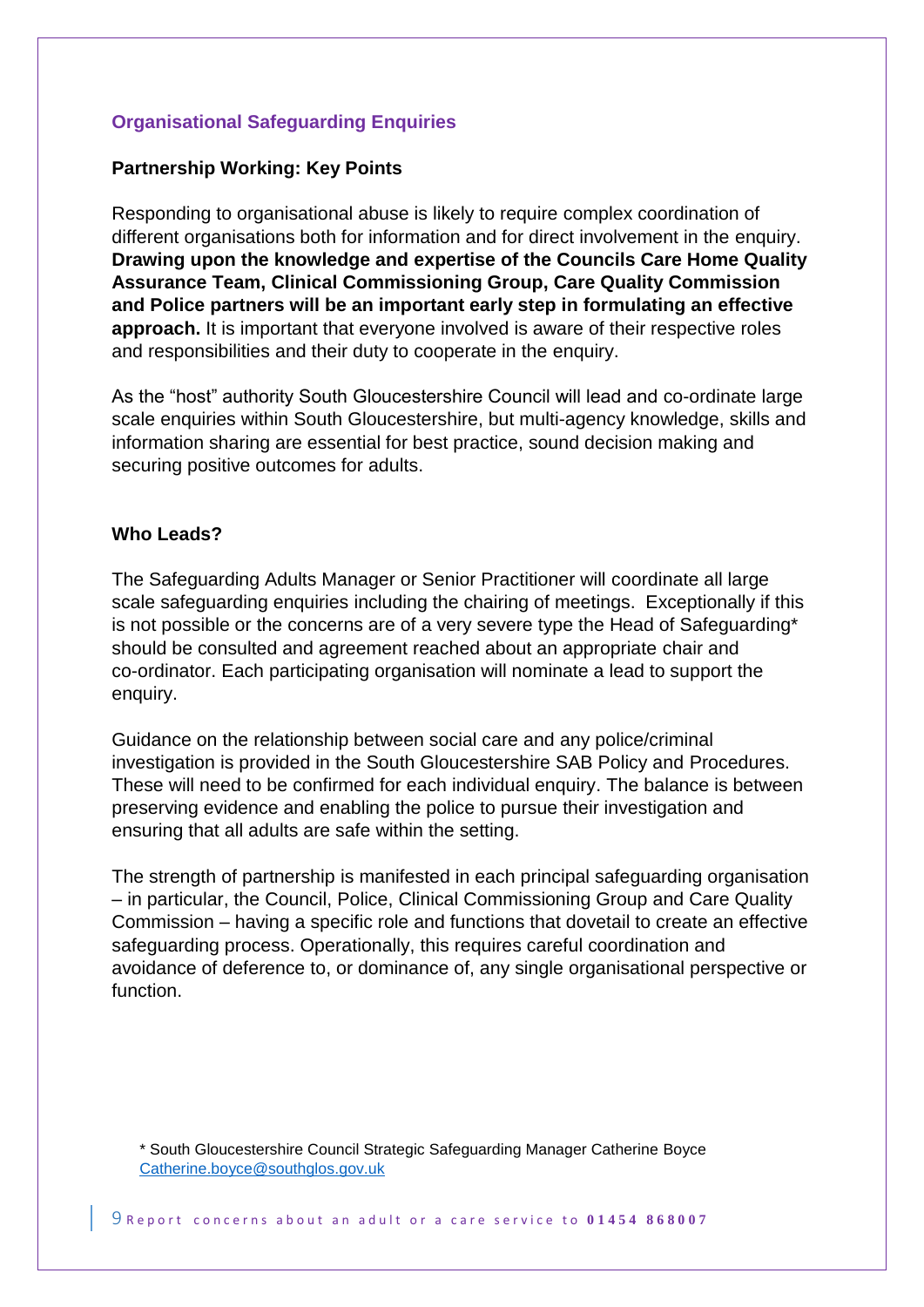## Organisational Safeguarding Enquiries

### Partnership Working: Key Points

Responding to organisational abuse is likely to require complex coordination of different organisations both for information and for direct involvement in the enquiry. **Drawing upon the knowledge and expertise of the Councils Care Home Quality Assurance Team, Clinical Commissioning Group, Care Quality Commission and Police partners will be an important early step in formulating an effective approach.** It is important that everyone involved is aware of their respective roles and responsibilities and their duty to cooperate in the enquiry.

As the "host" authority South Gloucestershire Council will lead and co-ordinate large scale enquiries within South Gloucestershire, but multi-agency knowledge, skills and information sharing are essential for best practice, sound decision making and securing positive outcomes for adults.

### Who Leads?

The Safeguarding Adults Manager or Senior Practitioner will coordinate all large scale safeguarding enquiries including the chairing of meetings. Exceptionally if this is not possible or the concerns are of a very severe type the Head of Safeguarding* should be consulted and agreement reached about an appropriate chair and co-ordinator. Each participating organisation will nominate a lead to support the enquiry.

Guidance on the relationship between social care and any police/criminal investigation is provided in the South Gloucestershire SAB Policy and Procedures. These will need to be confirmed for each individual enquiry. The balance is between preserving evidence and enabling the police to pursue their investigation and ensuring that all adults are safe within the setting.

The strength of partnership is manifested in each principal safeguarding organisation – in particular, the Council, Police, Clinical Commissioning Group and Care Quality Commission – having a specific role and functions that dovetail to create an effective safeguarding process. Operationally, this requires careful coordination and avoidance of deference to, or dominance of, any single organisational perspective or function.

* South Gloucestershire Council Strategic Safeguarding Manager Catherine Boyce Catherine.boyce@southglos.gov.uk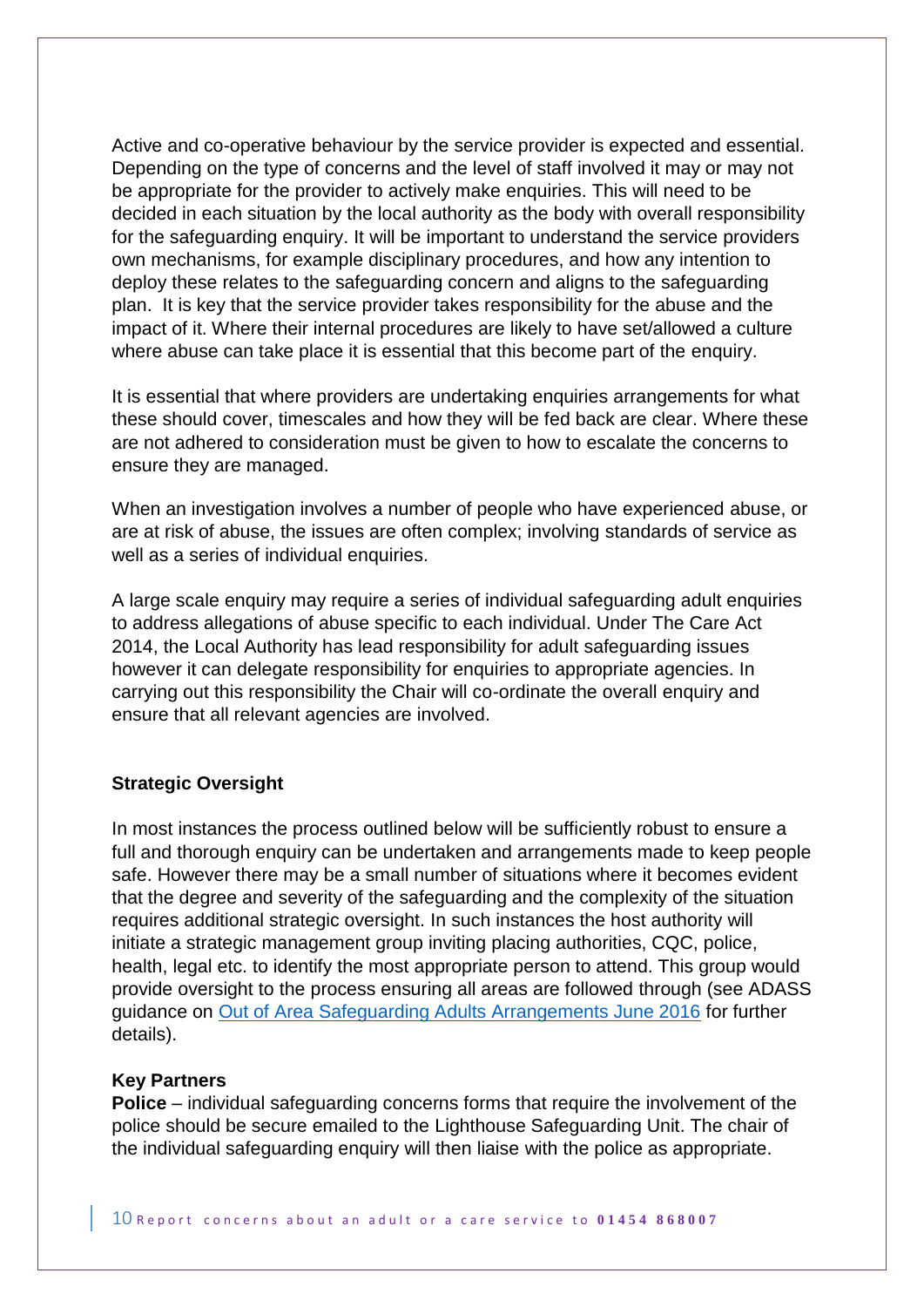Active and co-operative behaviour by the service provider is expected and essential. Depending on the type of concerns and the level of staff involved it may or may not be appropriate for the provider to actively make enquiries. This will need to be decided in each situation by the local authority as the body with overall responsibility for the safeguarding enquiry. It will be important to understand the service providers own mechanisms, for example disciplinary procedures, and how any intention to deploy these relates to the safeguarding concern and aligns to the safeguarding plan. It is key that the service provider takes responsibility for the abuse and the impact of it. Where their internal procedures are likely to have set/allowed a culture where abuse can take place it is essential that this become part of the enquiry.

It is essential that where providers are undertaking enquiries arrangements for what these should cover, timescales and how they will be fed back are clear. Where these are not adhered to consideration must be given to how to escalate the concerns to ensure they are managed.

When an investigation involves a number of people who have experienced abuse, or are at risk of abuse, the issues are often complex; involving standards of service as well as a series of individual enquiries.

A large scale enquiry may require a series of individual safeguarding adult enquiries to address allegations of abuse specific to each individual. Under The Care Act 2014, the Local Authority has lead responsibility for adult safeguarding issues however it can delegate responsibility for enquiries to appropriate agencies. In carrying out this responsibility the Chair will co-ordinate the overall enquiry and ensure that all relevant agencies are involved.

**Strategic Oversight**

In most instances the process outlined below will be sufficiently robust to ensure a full and thorough enquiry can be undertaken and arrangements made to keep people safe. However there may be a small number of situations where it becomes evident that the degree and severity of the safeguarding and the complexity of the situation requires additional strategic oversight. In such instances the host authority will initiate a strategic management group inviting placing authorities, CQC, police, health, legal etc. to identify the most appropriate person to attend. This group would provide oversight to the process ensuring all areas are followed through (see ADASS guidance on Out of Area Safeguarding Adults Arrangements June 2016 for further details).

**Key Partners**

**Police** – individual safeguarding concerns forms that require the involvement of the police should be secure emailed to the Lighthouse Safeguarding Unit. The chair of the individual safeguarding enquiry will then liaise with the police as appropriate.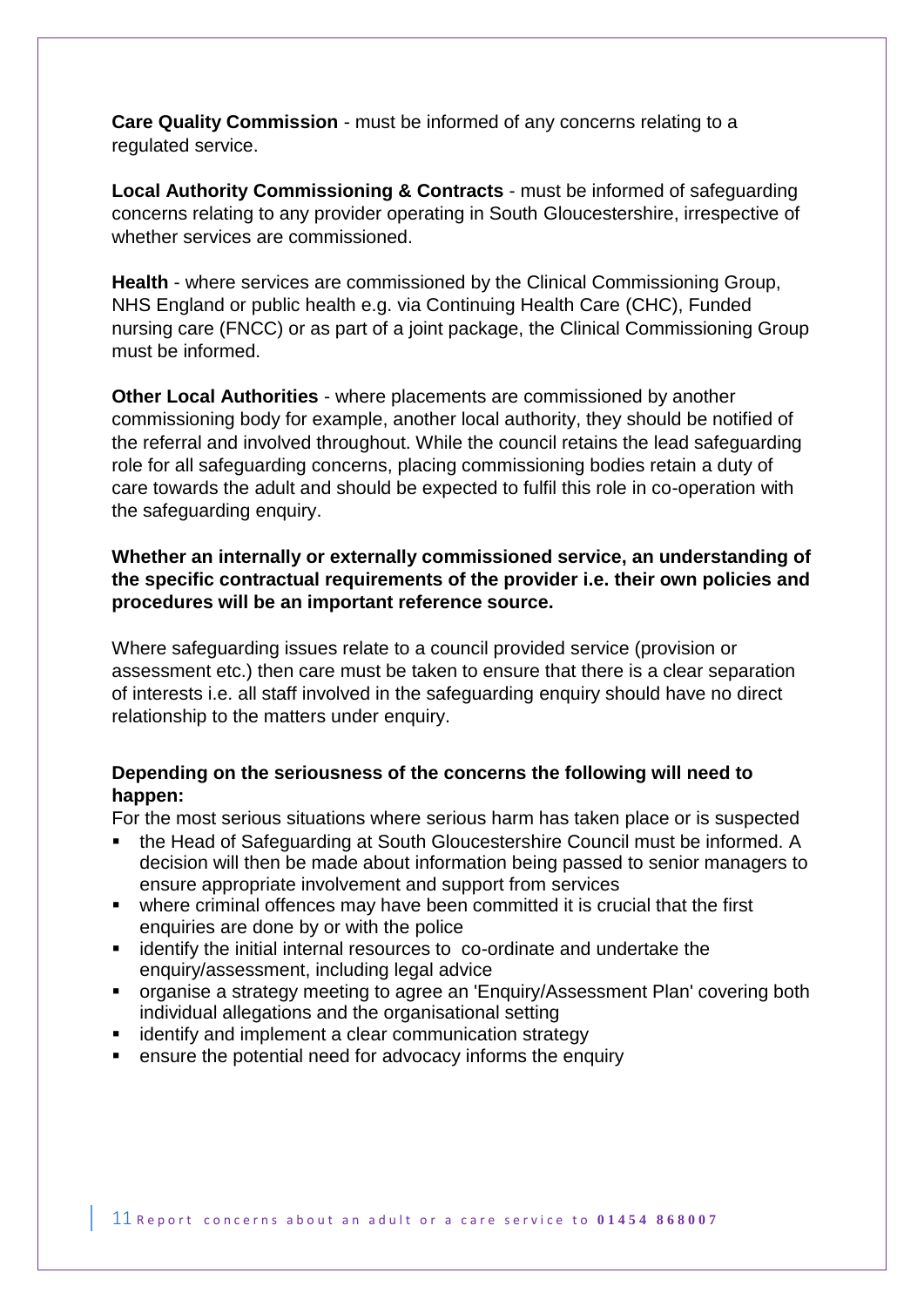**Care Quality Commission** - must be informed of any concerns relating to a regulated service.

**Local Authority Commissioning & Contracts** - must be informed of safeguarding concerns relating to any provider operating in South Gloucestershire, irrespective of whether services are commissioned.

**Health** - where services are commissioned by the Clinical Commissioning Group, NHS England or public health e.g. via Continuing Health Care (CHC), Funded nursing care (FNCC) or as part of a joint package, the Clinical Commissioning Group must be informed.

**Other Local Authorities** - where placements are commissioned by another commissioning body for example, another local authority, they should be notified of the referral and involved throughout. While the council retains the lead safeguarding role for all safeguarding concerns, placing commissioning bodies retain a duty of care towards the adult and should be expected to fulfil this role in co-operation with the safeguarding enquiry.

**Whether an internally or externally commissioned service, an understanding of the specific contractual requirements of the provider i.e. their own policies and procedures will be an important reference source.**

Where safeguarding issues relate to a council provided service (provision or assessment etc.) then care must be taken to ensure that there is a clear separation of interests i.e. all staff involved in the safeguarding enquiry should have no direct relationship to the matters under enquiry.

**Depending on the seriousness of the concerns the following will need to happen:**

For the most serious situations where serious harm has taken place or is suspected

- the Head of Safeguarding at South Gloucestershire Council must be informed. A decision will then be made about information being passed to senior managers to ensure appropriate involvement and support from services
- where criminal offences may have been committed it is crucial that the first enquiries are done by or with the police
- identify the initial internal resources to co-ordinate and undertake the enquiry/assessment, including legal advice
- organise a strategy meeting to agree an 'Enquiry/Assessment Plan' covering both individual allegations and the organisational setting
- identify and implement a clear communication strategy
- ensure the potential need for advocacy informs the enquiry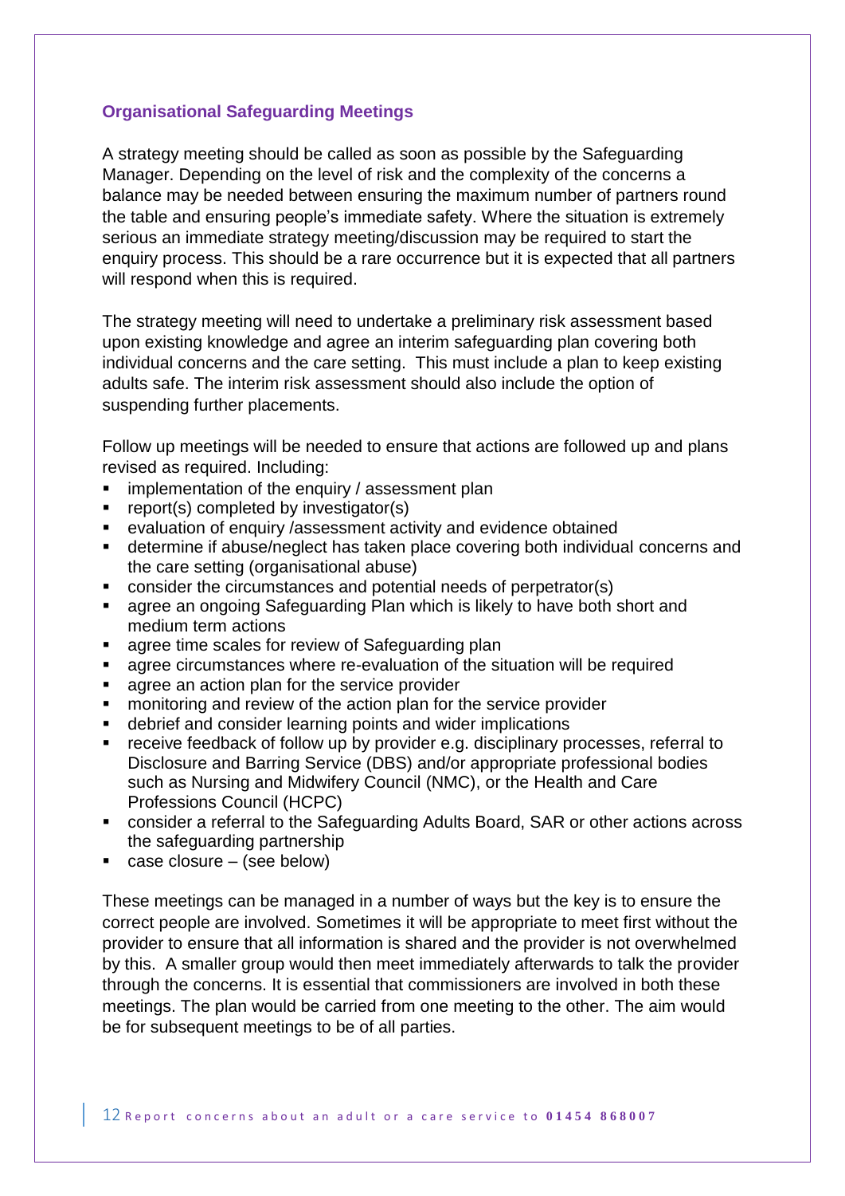## Organisational Safeguarding Meetings

A strategy meeting should be called as soon as possible by the Safeguarding Manager. Depending on the level of risk and the complexity of the concerns a balance may be needed between ensuring the maximum number of partners round the table and ensuring people's immediate safety. Where the situation is extremely serious an immediate strategy meeting/discussion may be required to start the enquiry process. This should be a rare occurrence but it is expected that all partners will respond when this is required.

The strategy meeting will need to undertake a preliminary risk assessment based upon existing knowledge and agree an interim safeguarding plan covering both individual concerns and the care setting. This must include a plan to keep existing adults safe. The interim risk assessment should also include the option of suspending further placements.

Follow up meetings will be needed to ensure that actions are followed up and plans revised as required. Including:

- implementation of the enquiry / assessment plan
- report(s) completed by investigator(s)
- evaluation of enquiry /assessment activity and evidence obtained
- determine if abuse/neglect has taken place covering both individual concerns and the care setting (organisational abuse)
- consider the circumstances and potential needs of perpetrator(s)
- agree an ongoing Safeguarding Plan which is likely to have both short and medium term actions
- agree time scales for review of Safeguarding plan
- agree circumstances where re-evaluation of the situation will be required
- agree an action plan for the service provider
- monitoring and review of the action plan for the service provider
- debrief and consider learning points and wider implications
- receive feedback of follow up by provider e.g. disciplinary processes, referral to Disclosure and Barring Service (DBS) and/or appropriate professional bodies such as Nursing and Midwifery Council (NMC), or the Health and Care Professions Council (HCPC)
- consider a referral to the Safeguarding Adults Board, SAR or other actions across the safeguarding partnership
- case closure – (see below)

These meetings can be managed in a number of ways but the key is to ensure the correct people are involved. Sometimes it will be appropriate to meet first without the provider to ensure that all information is shared and the provider is not overwhelmed by this. A smaller group would then meet immediately afterwards to talk the provider through the concerns. It is essential that commissioners are involved in both these meetings. The plan would be carried from one meeting to the other. The aim would be for subsequent meetings to be of all parties.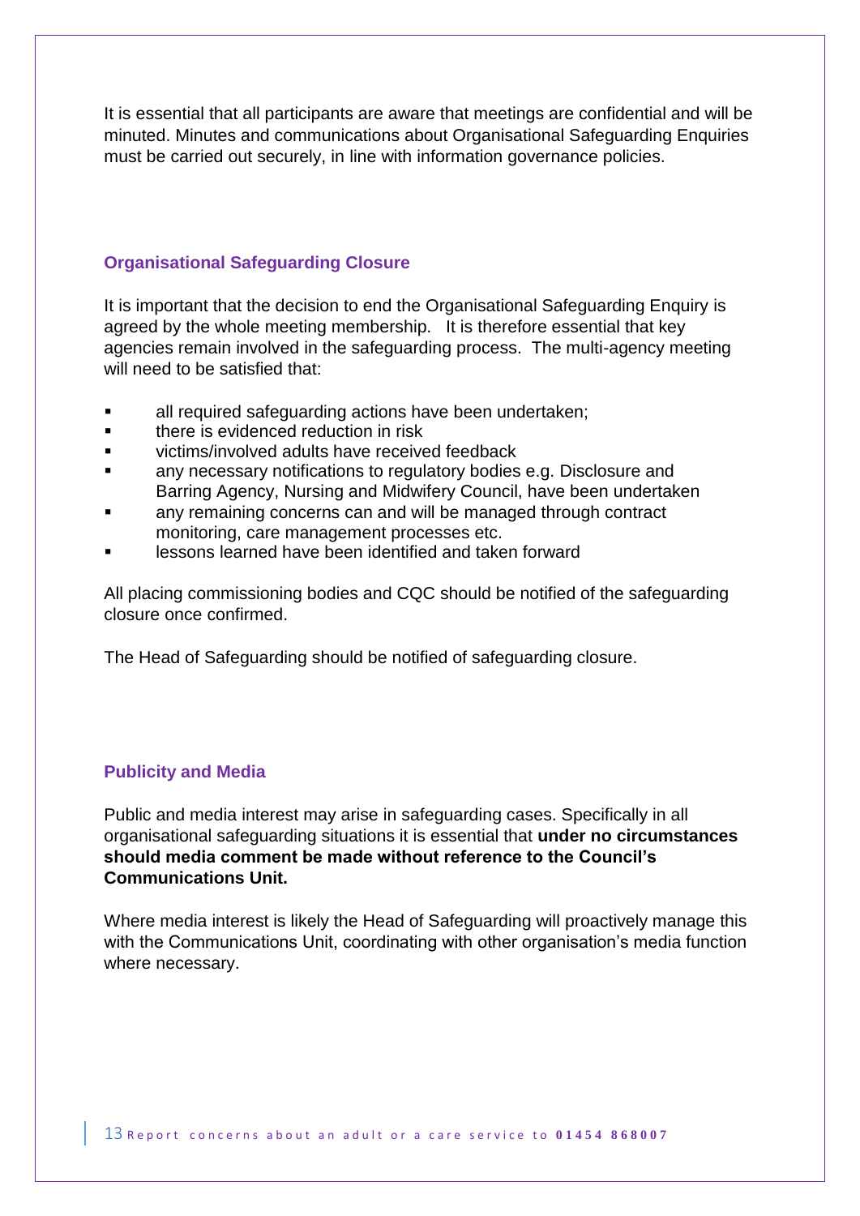It is essential that all participants are aware that meetings are confidential and will be minuted. Minutes and communications about Organisational Safeguarding Enquiries must be carried out securely, in line with information governance policies.

### Organisational Safeguarding Closure

It is important that the decision to end the Organisational Safeguarding Enquiry is agreed by the whole meeting membership. It is therefore essential that key agencies remain involved in the safeguarding process. The multi-agency meeting will need to be satisfied that:

- all required safeguarding actions have been undertaken;
- there is evidenced reduction in risk
- victims/involved adults have received feedback
- any necessary notifications to regulatory bodies e.g. Disclosure and Barring Agency, Nursing and Midwifery Council, have been undertaken
- any remaining concerns can and will be managed through contract monitoring, care management processes etc.
- lessons learned have been identified and taken forward

All placing commissioning bodies and CQC should be notified of the safeguarding closure once confirmed.

The Head of Safeguarding should be notified of safeguarding closure.

### Publicity and Media

Public and media interest may arise in safeguarding cases. Specifically in all organisational safeguarding situations it is essential that **under no circumstances should media comment be made without reference to the Council's Communications Unit.**

Where media interest is likely the Head of Safeguarding will proactively manage this with the Communications Unit, coordinating with other organisation's media function where necessary.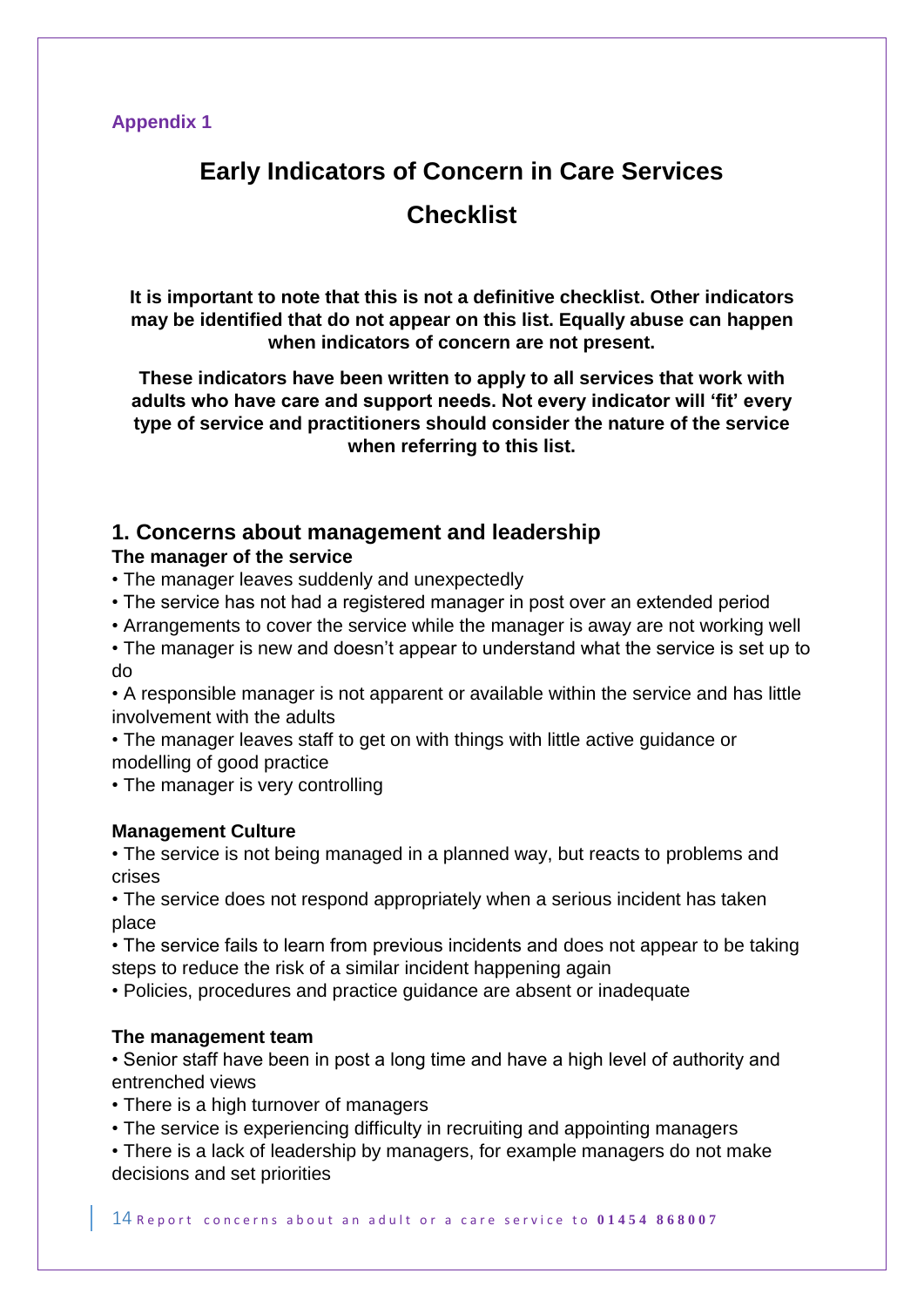Appendix 1

# Early Indicators of Concern in Care Services Checklist

**It is important to note that this is not a definitive checklist. Other indicators may be identified that do not appear on this list. Equally abuse can happen when indicators of concern are not present.**

**These indicators have been written to apply to all services that work with adults who have care and support needs. Not every indicator will 'fit' every type of service and practitioners should consider the nature of the service when referring to this list.**

## 1. Concerns about management and leadership

### The manager of the service

- The manager leaves suddenly and unexpectedly
- The service has not had a registered manager in post over an extended period
- Arrangements to cover the service while the manager is away are not working well
- The manager is new and doesn't appear to understand what the service is set up to do
- A responsible manager is not apparent or available within the service and has little involvement with the adults
- The manager leaves staff to get on with things with little active guidance or modelling of good practice
- The manager is very controlling

### Management Culture

- The service is not being managed in a planned way, but reacts to problems and crises
- The service does not respond appropriately when a serious incident has taken place
- The service fails to learn from previous incidents and does not appear to be taking steps to reduce the risk of a similar incident happening again
- Policies, procedures and practice guidance are absent or inadequate

### The management team

- Senior staff have been in post a long time and have a high level of authority and entrenched views
- There is a high turnover of managers
- The service is experiencing difficulty in recruiting and appointing managers
- There is a lack of leadership by managers, for example managers do not make decisions and set priorities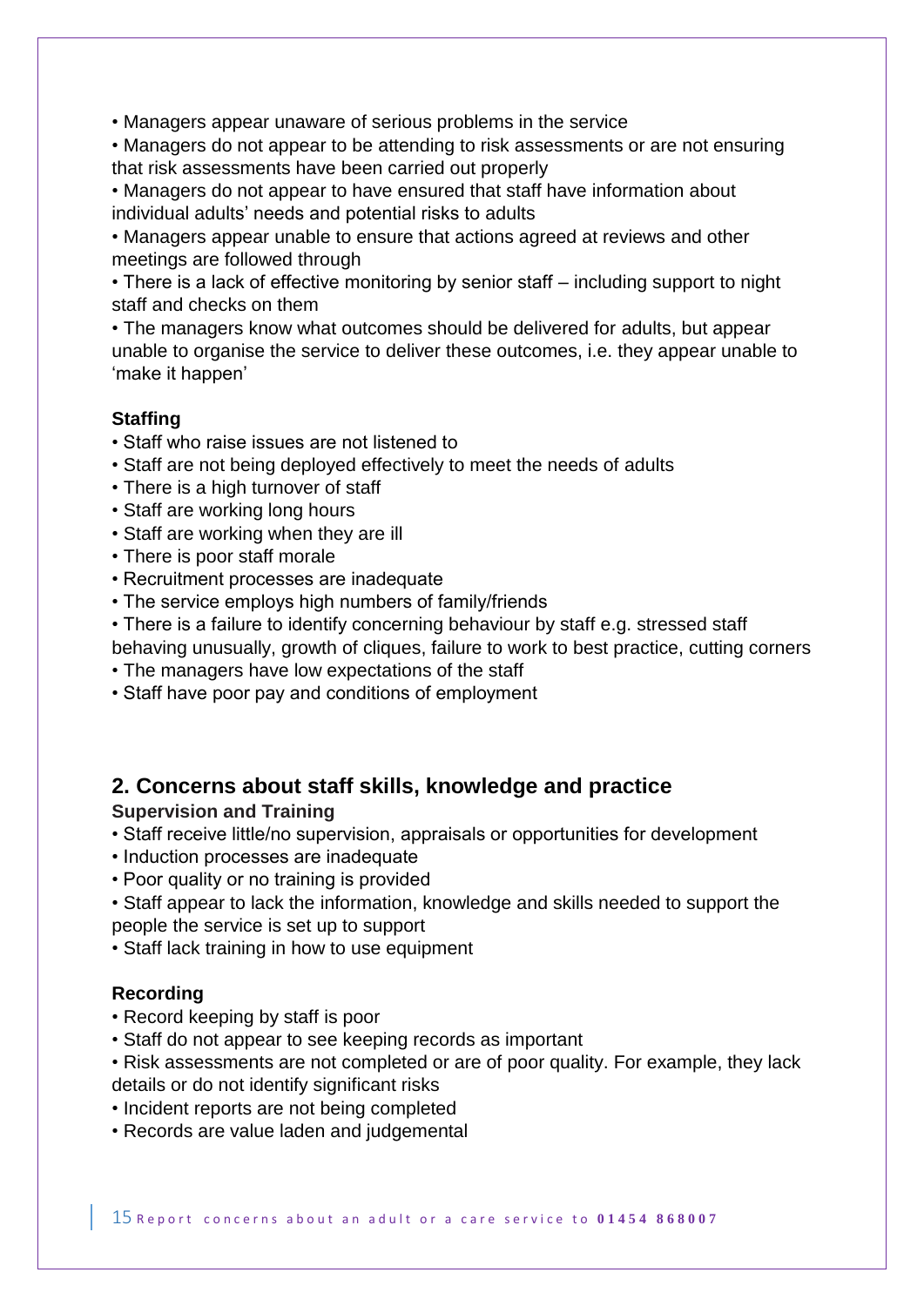- Managers appear unaware of serious problems in the service
- Managers do not appear to be attending to risk assessments or are not ensuring that risk assessments have been carried out properly
- Managers do not appear to have ensured that staff have information about individual adults' needs and potential risks to adults
- Managers appear unable to ensure that actions agreed at reviews and other meetings are followed through
- There is a lack of effective monitoring by senior staff – including support to night staff and checks on them
- The managers know what outcomes should be delivered for adults, but appear unable to organise the service to deliver these outcomes, i.e. they appear unable to 'make it happen'

**Staffing**

- Staff who raise issues are not listened to
- Staff are not being deployed effectively to meet the needs of adults
- There is a high turnover of staff
- Staff are working long hours
- Staff are working when they are ill
- There is poor staff morale
- Recruitment processes are inadequate
- The service employs high numbers of family/friends
- There is a failure to identify concerning behaviour by staff e.g. stressed staff behaving unusually, growth of cliques, failure to work to best practice, cutting corners
- The managers have low expectations of the staff
- Staff have poor pay and conditions of employment

## 2. Concerns about staff skills, knowledge and practice

**Supervision and Training**

- Staff receive little/no supervision, appraisals or opportunities for development
- Induction processes are inadequate
- Poor quality or no training is provided
- Staff appear to lack the information, knowledge and skills needed to support the people the service is set up to support
- Staff lack training in how to use equipment

**Recording**

- Record keeping by staff is poor
- Staff do not appear to see keeping records as important
- Risk assessments are not completed or are of poor quality. For example, they lack details or do not identify significant risks
- Incident reports are not being completed
- Records are value laden and judgemental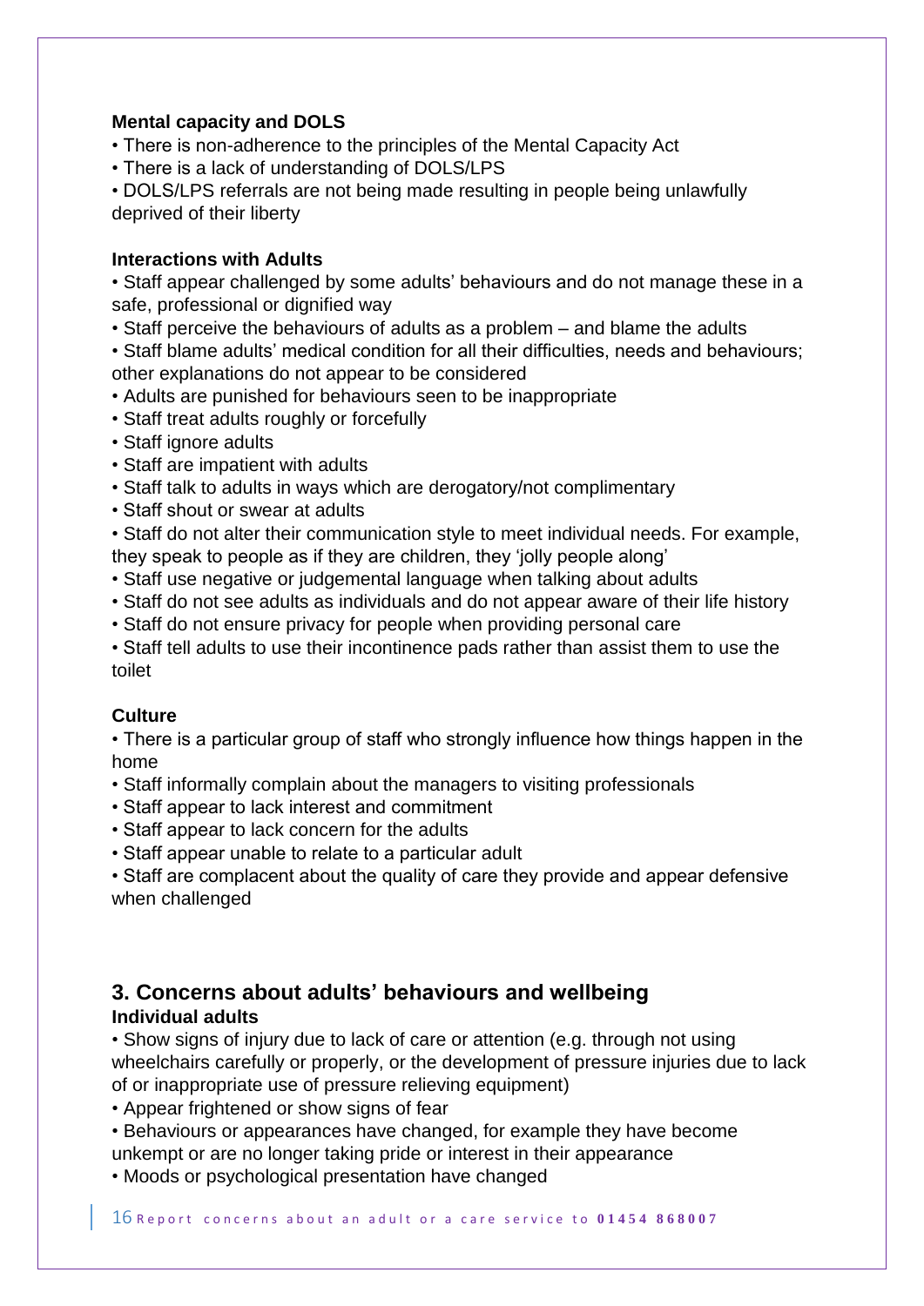**Mental capacity and DOLS**

- There is non-adherence to the principles of the Mental Capacity Act
- There is a lack of understanding of DOLS/LPS
- DOLS/LPS referrals are not being made resulting in people being unlawfully deprived of their liberty

**Interactions with Adults**

- Staff appear challenged by some adults' behaviours and do not manage these in a safe, professional or dignified way
- Staff perceive the behaviours of adults as a problem – and blame the adults
- Staff blame adults' medical condition for all their difficulties, needs and behaviours; other explanations do not appear to be considered
- Adults are punished for behaviours seen to be inappropriate
- Staff treat adults roughly or forcefully
- Staff ignore adults
- Staff are impatient with adults
- Staff talk to adults in ways which are derogatory/not complimentary
- Staff shout or swear at adults
- Staff do not alter their communication style to meet individual needs. For example, they speak to people as if they are children, they 'jolly people along'
- Staff use negative or judgemental language when talking about adults
- Staff do not see adults as individuals and do not appear aware of their life history
- Staff do not ensure privacy for people when providing personal care
- Staff tell adults to use their incontinence pads rather than assist them to use the toilet

**Culture**

- There is a particular group of staff who strongly influence how things happen in the home
- Staff informally complain about the managers to visiting professionals
- Staff appear to lack interest and commitment
- Staff appear to lack concern for the adults
- Staff appear unable to relate to a particular adult
- Staff are complacent about the quality of care they provide and appear defensive when challenged

## 3. Concerns about adults' behaviours and wellbeing

**Individual adults**

- Show signs of injury due to lack of care or attention (e.g. through not using wheelchairs carefully or properly, or the development of pressure injuries due to lack of or inappropriate use of pressure relieving equipment)
- Appear frightened or show signs of fear
- Behaviours or appearances have changed, for example they have become unkempt or are no longer taking pride or interest in their appearance
- Moods or psychological presentation have changed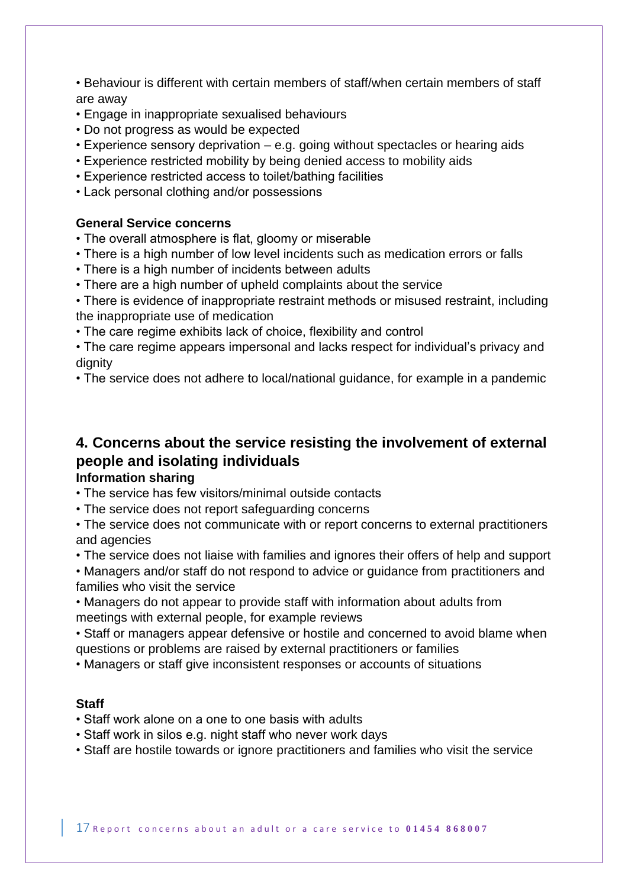- Behaviour is different with certain members of staff/when certain members of staff are away
- Engage in inappropriate sexualised behaviours
- Do not progress as would be expected
- Experience sensory deprivation – e.g. going without spectacles or hearing aids
- Experience restricted mobility by being denied access to mobility aids
- Experience restricted access to toilet/bathing facilities
- Lack personal clothing and/or possessions

**General Service concerns**

- The overall atmosphere is flat, gloomy or miserable
- There is a high number of low level incidents such as medication errors or falls
- There is a high number of incidents between adults
- There are a high number of upheld complaints about the service
- There is evidence of inappropriate restraint methods or misused restraint, including the inappropriate use of medication
- The care regime exhibits lack of choice, flexibility and control
- The care regime appears impersonal and lacks respect for individual's privacy and dignity
- The service does not adhere to local/national guidance, for example in a pandemic

## 4. Concerns about the service resisting the involvement of external people and isolating individuals

**Information sharing**

- The service has few visitors/minimal outside contacts
- The service does not report safeguarding concerns
- The service does not communicate with or report concerns to external practitioners and agencies
- The service does not liaise with families and ignores their offers of help and support
- Managers and/or staff do not respond to advice or guidance from practitioners and families who visit the service
- Managers do not appear to provide staff with information about adults from meetings with external people, for example reviews
- Staff or managers appear defensive or hostile and concerned to avoid blame when questions or problems are raised by external practitioners or families
- Managers or staff give inconsistent responses or accounts of situations

**Staff**

- Staff work alone on a one to one basis with adults
- Staff work in silos e.g. night staff who never work days
- Staff are hostile towards or ignore practitioners and families who visit the service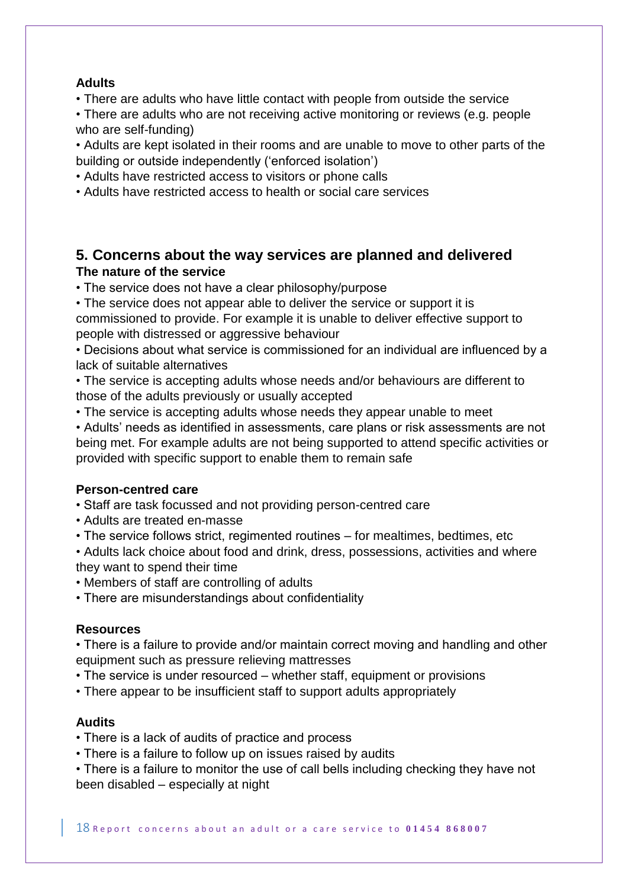**Adults**

- There are adults who have little contact with people from outside the service
- There are adults who are not receiving active monitoring or reviews (e.g. people who are self-funding)
- Adults are kept isolated in their rooms and are unable to move to other parts of the building or outside independently ('enforced isolation')
- Adults have restricted access to visitors or phone calls
- Adults have restricted access to health or social care services

## 5. Concerns about the way services are planned and delivered

**The nature of the service**

- The service does not have a clear philosophy/purpose
- The service does not appear able to deliver the service or support it is commissioned to provide. For example it is unable to deliver effective support to people with distressed or aggressive behaviour
- Decisions about what service is commissioned for an individual are influenced by a lack of suitable alternatives
- The service is accepting adults whose needs and/or behaviours are different to those of the adults previously or usually accepted
- The service is accepting adults whose needs they appear unable to meet
- Adults' needs as identified in assessments, care plans or risk assessments are not being met. For example adults are not being supported to attend specific activities or provided with specific support to enable them to remain safe

**Person-centred care**

- Staff are task focussed and not providing person-centred care
- Adults are treated en-masse
- The service follows strict, regimented routines – for mealtimes, bedtimes, etc
- Adults lack choice about food and drink, dress, possessions, activities and where they want to spend their time
- Members of staff are controlling of adults
- There are misunderstandings about confidentiality

**Resources**

- There is a failure to provide and/or maintain correct moving and handling and other equipment such as pressure relieving mattresses
- The service is under resourced – whether staff, equipment or provisions
- There appear to be insufficient staff to support adults appropriately

**Audits**

- There is a lack of audits of practice and process
- There is a failure to follow up on issues raised by audits
- There is a failure to monitor the use of call bells including checking they have not been disabled – especially at night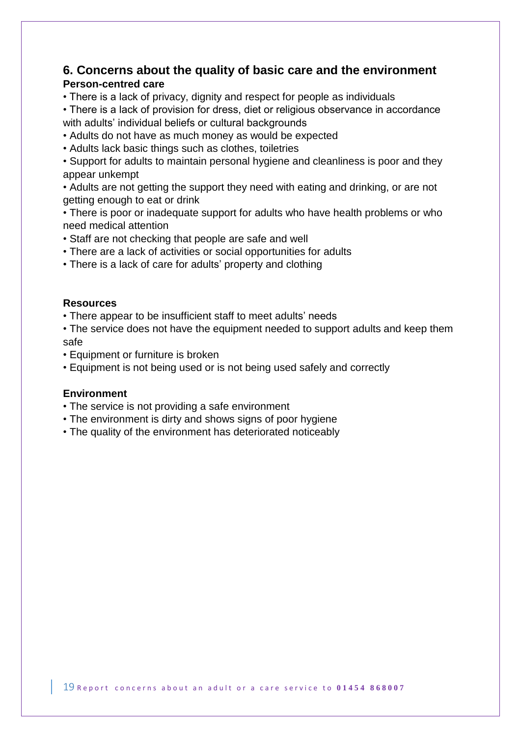## 6. Concerns about the quality of basic care and the environment

### Person-centred care

- There is a lack of privacy, dignity and respect for people as individuals
- There is a lack of provision for dress, diet or religious observance in accordance with adults' individual beliefs or cultural backgrounds
- Adults do not have as much money as would be expected
- Adults lack basic things such as clothes, toiletries
- Support for adults to maintain personal hygiene and cleanliness is poor and they appear unkempt
- Adults are not getting the support they need with eating and drinking, or are not getting enough to eat or drink
- There is poor or inadequate support for adults who have health problems or who need medical attention
- Staff are not checking that people are safe and well
- There are a lack of activities or social opportunities for adults
- There is a lack of care for adults' property and clothing

### Resources

- There appear to be insufficient staff to meet adults' needs
- The service does not have the equipment needed to support adults and keep them safe
- Equipment or furniture is broken
- Equipment is not being used or is not being used safely and correctly

### Environment

- The service is not providing a safe environment
- The environment is dirty and shows signs of poor hygiene
- The quality of the environment has deteriorated noticeably